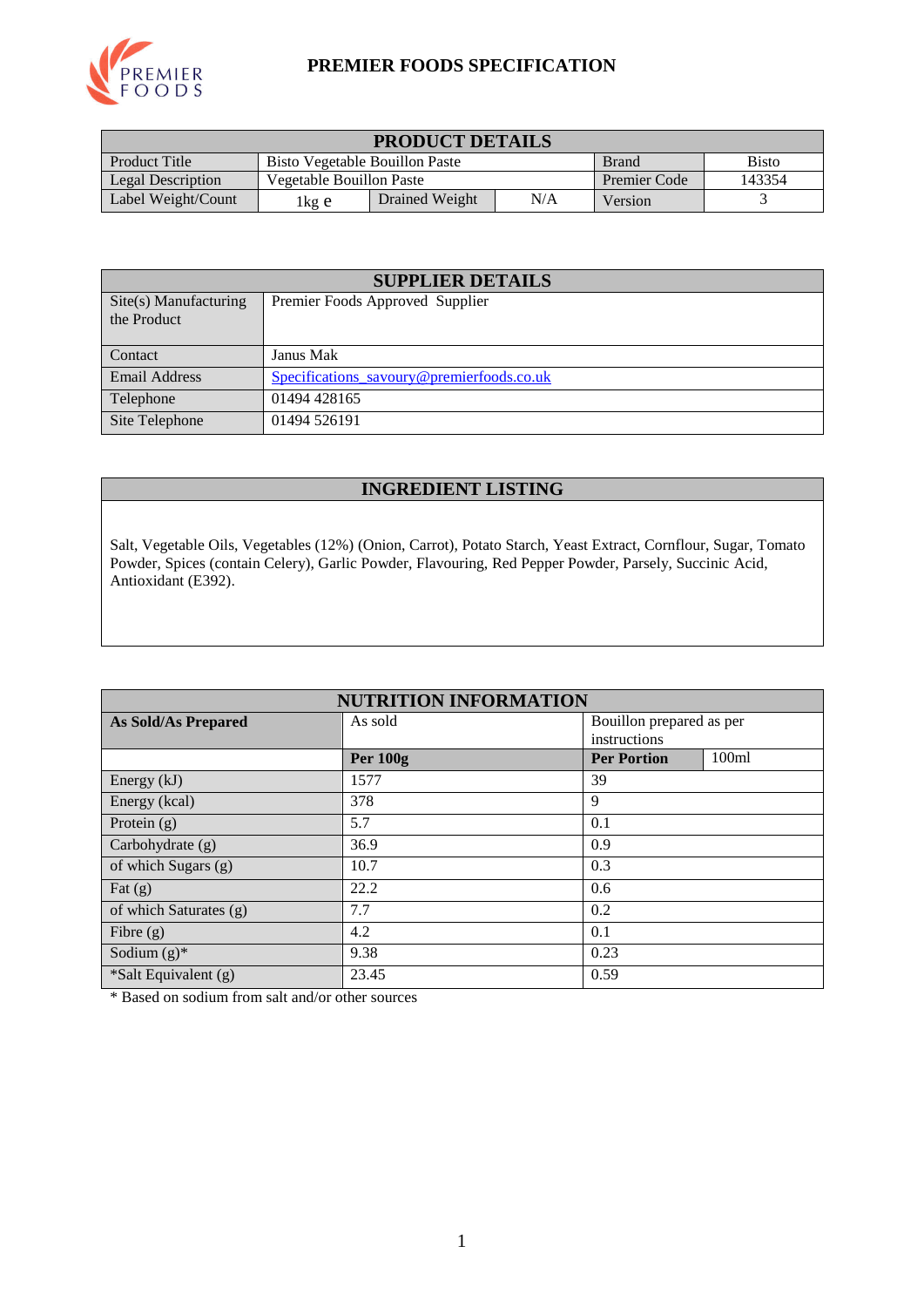# PREMIER FOODS SPECIFICATION

| PRODUCT DETAILS | | | | | |
|---|---|---|---|---|---|
| Product Title | Bisto Vegetable Bouillon Paste | | | Brand | Bisto |
| Legal Description | Vegetable Bouillon Paste | | | Premier Code | 143354 |
| Label Weight/Count | 1kg e | Drained Weight | N/A | Version | 3 |

| SUPPLIER DETAILS | |
|---|---|
| Site(s) Manufacturing the Product | Premier Foods Approved Supplier |
| Contact | Janus Mak |
| Email Address | Specifications_savoury@premierfoods.co.uk |
| Telephone | 01494 428165 |
| Site Telephone | 01494 526191 |

## INGREDIENT LISTING

Salt, Vegetable Oils, Vegetables (12%) (Onion, Carrot), Potato Starch, Yeast Extract, Cornflour, Sugar, Tomato Powder, Spices (contain Celery), Garlic Powder, Flavouring, Red Pepper Powder, Parsely, Succinic Acid, Antioxidant (E392).

| NUTRITION INFORMATION | | | |
|---|---|---|---|
| **As Sold/As Prepared** | As sold | Bouillon prepared as per instructions | |
| | **Per 100g** | **Per Portion** | 100ml |
| Energy (kJ) | 1577 | 39 | |
| Energy (kcal) | 378 | 9 | |
| Protein (g) | 5.7 | 0.1 | |
| Carbohydrate (g) | 36.9 | 0.9 | |
| of which Sugars (g) | 10.7 | 0.3 | |
| Fat (g) | 22.2 | 0.6 | |
| of which Saturates (g) | 7.7 | 0.2 | |
| Fibre (g) | 4.2 | 0.1 | |
| Sodium (g)* | 9.38 | 0.23 | |
| *Salt Equivalent (g) | 23.45 | 0.59 | |

* Based on sodium from salt and/or other sources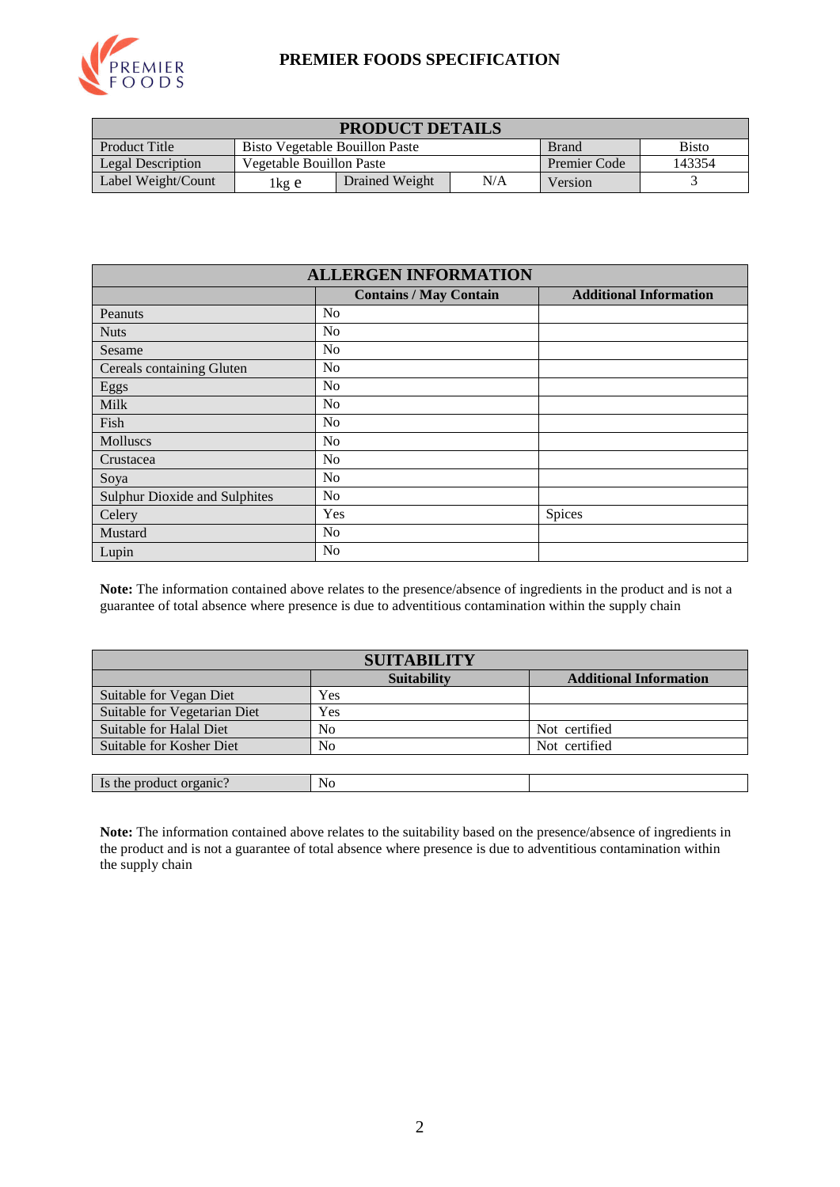# PREMIER FOODS SPECIFICATION

| PRODUCT DETAILS | | | | | |
|---|---|---|---|---|---|
| Product Title | Bisto Vegetable Bouillon Paste | | | Brand | Bisto |
| Legal Description | Vegetable Bouillon Paste | | | Premier Code | 143354 |
| Label Weight/Count | 1kg e | Drained Weight | N/A | Version | 3 |

| ALLERGEN INFORMATION | | |
|---|---|---|
| | **Contains / May Contain** | **Additional Information** |
| Peanuts | No | |
| Nuts | No | |
| Sesame | No | |
| Cereals containing Gluten | No | |
| Eggs | No | |
| Milk | No | |
| Fish | No | |
| Molluscs | No | |
| Crustacea | No | |
| Soya | No | |
| Sulphur Dioxide and Sulphites | No | |
| Celery | Yes | Spices |
| Mustard | No | |
| Lupin | No | |

**Note:** The information contained above relates to the presence/absence of ingredients in the product and is not a guarantee of total absence where presence is due to adventitious contamination within the supply chain

| SUITABILITY | | |
|---|---|---|
| | **Suitability** | **Additional Information** |
| Suitable for Vegan Diet | Yes | |
| Suitable for Vegetarian Diet | Yes | |
| Suitable for Halal Diet | No | Not certified |
| Suitable for Kosher Diet | No | Not certified |

| Is the product organic? | No | |
|---|---|---|

**Note:** The information contained above relates to the suitability based on the presence/absence of ingredients in the product and is not a guarantee of total absence where presence is due to adventitious contamination within the supply chain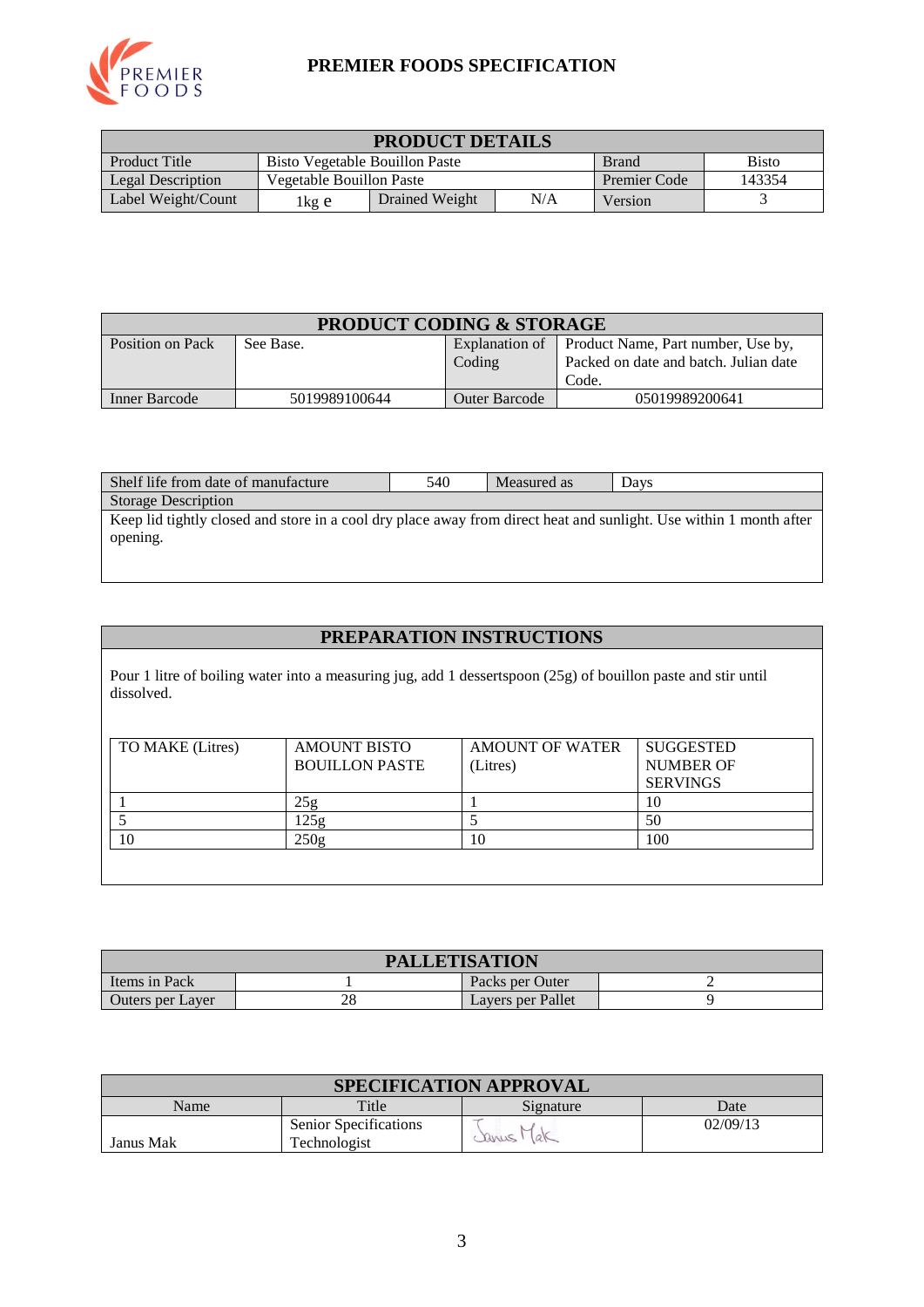# PREMIER FOODS SPECIFICATION

| PRODUCT DETAILS | | | | | |
|---|---|---|---|---|---|
| Product Title | Bisto Vegetable Bouillon Paste | | | Brand | Bisto |
| Legal Description | Vegetable Bouillon Paste | | | Premier Code | 143354 |
| Label Weight/Count | 1kg e | Drained Weight | N/A | Version | 3 |

| PRODUCT CODING & STORAGE | | | |
|---|---|---|---|
| Position on Pack | See Base. | Explanation of Coding | Product Name, Part number, Use by, Packed on date and batch. Julian date Code. |
| Inner Barcode | 5019989100644 | Outer Barcode | 05019989200641 |

| | | | |
|---|---|---|---|
| Shelf life from date of manufacture | 540 | Measured as | Days |
| Storage Description | | | |
| Keep lid tightly closed and store in a cool dry place away from direct heat and sunlight. Use within 1 month after opening. | | | |

## PREPARATION INSTRUCTIONS

Pour 1 litre of boiling water into a measuring jug, add 1 dessertspoon (25g) of bouillon paste and stir until dissolved.

| TO MAKE (Litres) | AMOUNT BISTO BOUILLON PASTE | AMOUNT OF WATER (Litres) | SUGGESTED NUMBER OF SERVINGS |
|---|---|---|---|
| 1 | 25g | 1 | 10 |
| 5 | 125g | 5 | 50 |
| 10 | 250g | 10 | 100 |

| PALLETISATION | | | |
|---|---|---|---|
| Items in Pack | 1 | Packs per Outer | 2 |
| Outers per Layer | 28 | Layers per Pallet | 9 |

| SPECIFICATION APPROVAL | | | |
|---|---|---|---|
| Name | Title | Signature | Date |
| Janus Mak | Senior Specifications Technologist | Janus Mak | 02/09/13 |